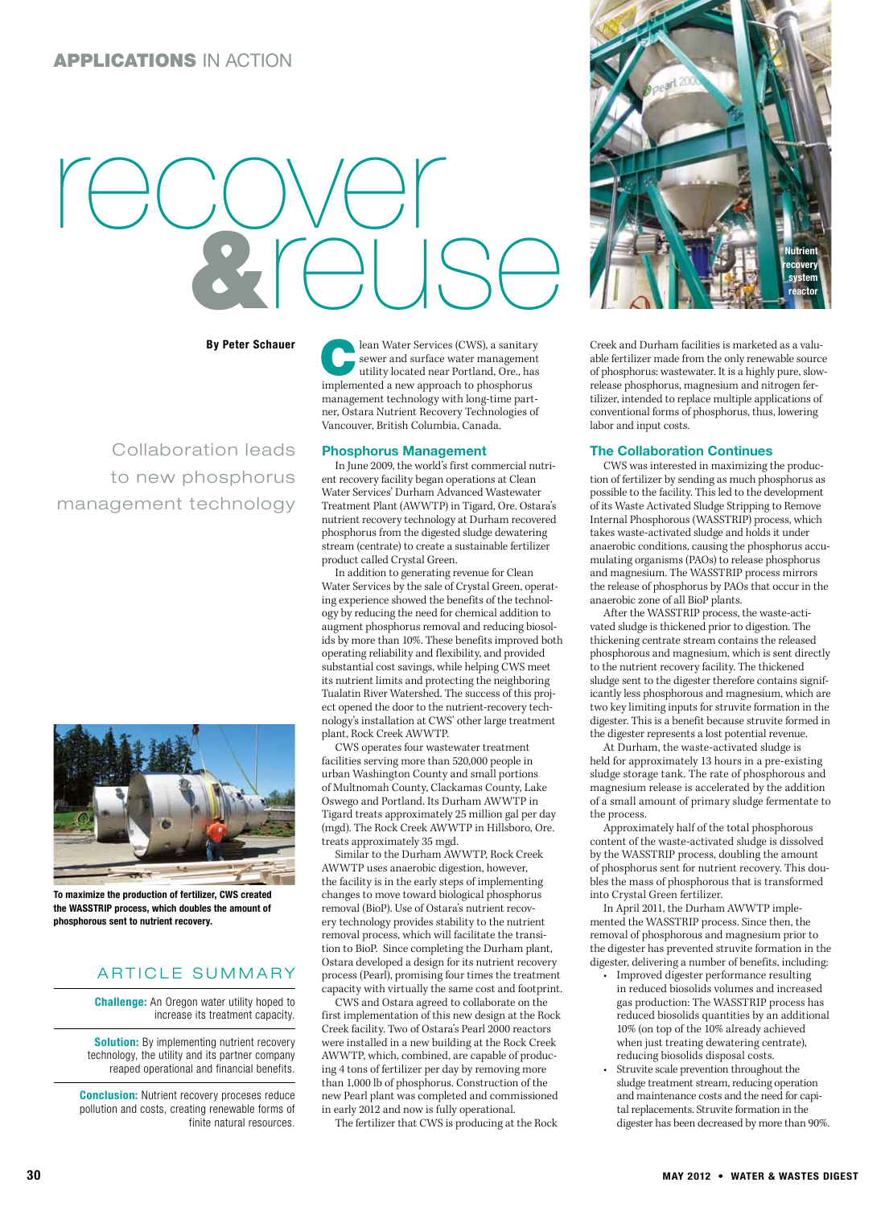APPLICATIONS IN ACTION

# recover & reuse

**By Peter Schauer**

## Collaboration leads to new phosphorus management technology

Clean Water Services (CWS), a sanitary sewer and surface water management utility located near Portland, Ore., has implemented a new approach to phosphorus management technology with long-time partner, Ostara Nutrient Recovery Technologies of Vancouver, British Columbia, Canada.

### Phosphorus Management

In June 2009, the world's first commercial nutrient recovery facility began operations at Clean Water Services' Durham Advanced Wastewater Treatment Plant (AWWTP) in Tigard, Ore. Ostara's nutrient recovery technology at Durham recovered phosphorus from the digested sludge dewatering stream (centrate) to create a sustainable fertilizer product called Crystal Green.

In addition to generating revenue for Clean Water Services by the sale of Crystal Green, operating experience showed the benefits of the technology by reducing the need for chemical addition to augment phosphorus removal and reducing biosolids by more than 10%. These benefits improved both operating reliability and flexibility, and provided substantial cost savings, while helping CWS meet its nutrient limits and protecting the neighboring Tualatin River Watershed. The success of this project opened the door to the nutrient-recovery technology's installation at CWS' other large treatment plant, Rock Creek AWWTP.

CWS operates four wastewater treatment facilities serving more than 520,000 people in urban Washington County and small portions of Multnomah County, Clackamas County, Lake Oswego and Portland. Its Durham AWWTP in Tigard treats approximately 25 million gal per day (mgd). The Rock Creek AWWTP in Hillsboro, Ore. treats approximately 35 mgd.

Similar to the Durham AWWTP, Rock Creek AWWTP uses anaerobic digestion, however, the facility is in the early steps of implementing changes to move toward biological phosphorus removal (BioP). Use of Ostara's nutrient recovery technology provides stability to the nutrient removal process, which will facilitate the transition to BioP. Since completing the Durham plant, Ostara developed a design for its nutrient recovery process (Pearl), promising four times the treatment capacity with virtually the same cost and footprint.

CWS and Ostara agreed to collaborate on the first implementation of this new design at the Rock Creek facility. Two of Ostara's Pearl 2000 reactors were installed in a new building at the Rock Creek AWWTP, which, combined, are capable of producing 4 tons of fertilizer per day by removing more than 1,000 lb of phosphorus. Construction of the new Pearl plant was completed and commissioned in early 2012 and now is fully operational.

The fertilizer that CWS is producing at the Rock Creek and Durham facilities is marketed as a valuable fertilizer made from the only renewable source of phosphorus: wastewater. It is a highly pure, slow-release phosphorus, magnesium and nitrogen fertilizer, intended to replace multiple applications of conventional forms of phosphorus, thus, lowering labor and input costs.

### The Collaboration Continues

CWS was interested in maximizing the production of fertilizer by sending as much phosphorus as possible to the facility. This led to the development of its Waste Activated Sludge Stripping to Remove Internal Phosphorous (WASSTRIP) process, which takes waste-activated sludge and holds it under anaerobic conditions, causing the phosphorus accumulating organisms (PAOs) to release phosphorus and magnesium. The WASSTRIP process mirrors the release of phosphorus by PAOs that occur in the anaerobic zone of all BioP plants.

After the WASSTRIP process, the waste-activated sludge is thickened prior to digestion. The thickening centrate stream contains the released phosphorous and magnesium, which is sent directly to the nutrient recovery facility. The thickened sludge sent to the digester therefore contains significantly less phosphorous and magnesium, which are two key limiting inputs for struvite formation in the digester. This is a benefit because struvite formed in the digester represents a lost potential revenue.

At Durham, the waste-activated sludge is held for approximately 13 hours in a pre-existing sludge storage tank. The rate of phosphorous and magnesium release is accelerated by the addition of a small amount of primary sludge fermentate to the process.

Approximately half of the total phosphorous content of the waste-activated sludge is dissolved by the WASSTRIP process, doubling the amount of phosphorus sent for nutrient recovery. This doubles the mass of phosphorous that is transformed into Crystal Green fertilizer.

In April 2011, the Durham AWWTP implemented the WASSTRIP process. Since then, the removal of phosphorous and magnesium prior to the digester has prevented struvite formation in the digester, delivering a number of benefits, including:

- Improved digester performance resulting in reduced biosolids volumes and increased gas production: The WASSTRIP process has reduced biosolids quantities by an additional 10% (on top of the 10% already achieved when just treating dewatering centrate), reducing biosolids disposal costs.
- Struvite scale prevention throughout the sludge treatment stream, reducing operation and maintenance costs and the need for capital replacements. Struvite formation in the digester has been decreased by more than 90%.

Nutrient recovery system reactor

To maximize the production of fertilizer, CWS created the WASSTRIP process, which doubles the amount of phosphorous sent to nutrient recovery.

## ARTICLE SUMMARY

**Challenge:** An Oregon water utility hoped to increase its treatment capacity.

**Solution:** By implementing nutrient recovery technology, the utility and its partner company reaped operational and financial benefits.

**Conclusion:** Nutrient recovery processes reduce pollution and costs, creating renewable forms of finite natural resources.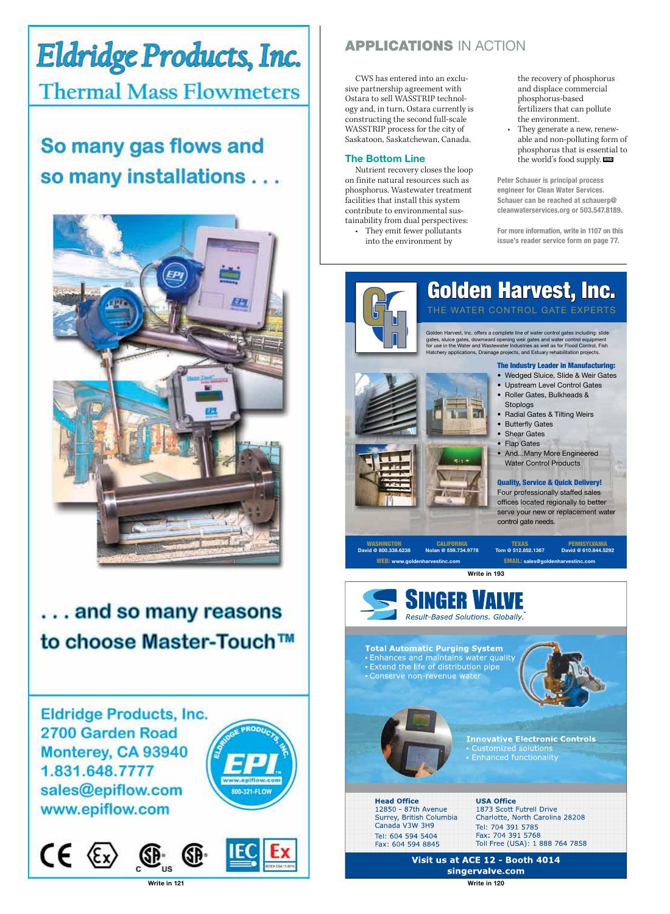## APPLICATIONS IN ACTION

CWS has entered into an exclusive partnership agreement with Ostara to sell WASSTRIP technology and, in turn, Ostara currently is constructing the second full-scale WASSTRIP process for the city of Saskatoon, Saskatchewan, Canada.

### The Bottom Line

Nutrient recovery closes the loop on finite natural resources such as phosphorus. Wastewater treatment facilities that install this system contribute to environmental sustainability from dual perspectives:

- They emit fewer pollutants into the environment by the recovery of phosphorus and displace commercial phosphorus-based fertilizers that can pollute the environment.
- They generate a new, renewable and non-polluting form of phosphorus that is essential to the world's food supply.

**Peter Schauer is principal process engineer for Clean Water Services. Schauer can be reached at schauerp@cleanwaterservices.org or 503.547.8189.**

**For more information, write in 1107 on this issue's reader service form on page 77.**

---

# Eldridge Products, Inc.
## Thermal Mass Flowmeters

So many gas flows and so many installations . . .

. . . and so many reasons to choose Master-Touch™

Eldridge Products, Inc.
2700 Garden Road
Monterey, CA 93940
1.831.648.7777
sales@epiflow.com
www.epiflow.com

Write in 121

---

# Golden Harvest, Inc.
THE WATER CONTROL GATE EXPERTS

Golden Harvest, Inc. offers a complete line of water control gates including: slide gates, sluice gates, downward opening weir gates and water control equipment for use in the Water and Wastewater Industries as well as for Flood Control, Fish Hatchery applications, Drainage projects, and Estuary rehabilitation projects.

**The Industry Leader in Manufacturing:**

- Wedged Sluice, Slide & Weir Gates
- Upstream Level Control Gates
- Roller Gates, Bulkheads & Stoplogs
- Radial Gates & Tilting Weirs
- Butterfly Gates
- Shear Gates
- Flap Gates
- And...Many More Engineered Water Control Products

**Quality, Service & Quick Delivery!**
Four professionally staffed sales offices located regionally to better serve your new or replacement water control gate needs.

WASHINGTON David @ 800.338.6238 | CALIFORNIA Nolan @ 559.734.9778 | TEXAS Tom @ 512.852.1367 | PENNSYLVANIA David @ 610.844.5292

WEB: www.goldenharvestinc.com | EMAIL: sales@goldenharvestinc.com

Write in 193

---

# SINGER VALVE
*Result-Based Solutions. Globally.*

**Total Automatic Purging System**
- Enhances and maintains water quality
- Extend the life of distribution pipe
- Conserve non-revenue water

**Innovative Electronic Controls**
- Customized solutions
- Enhanced functionality

**Head Office**
12850 - 87th Avenue
Surrey, British Columbia
Canada V3W 3H9
Tel: 604 594 5404
Fax: 604 594 8845

**USA Office**
1873 Scott Futrell Drive
Charlotte, North Carolina 28208
Tel: 704 391 5785
Fax: 704 391 5768
Toll Free (USA): 1 888 764 7858

**Visit us at ACE 12 - Booth 4014**
**singervalve.com**

Write in 120